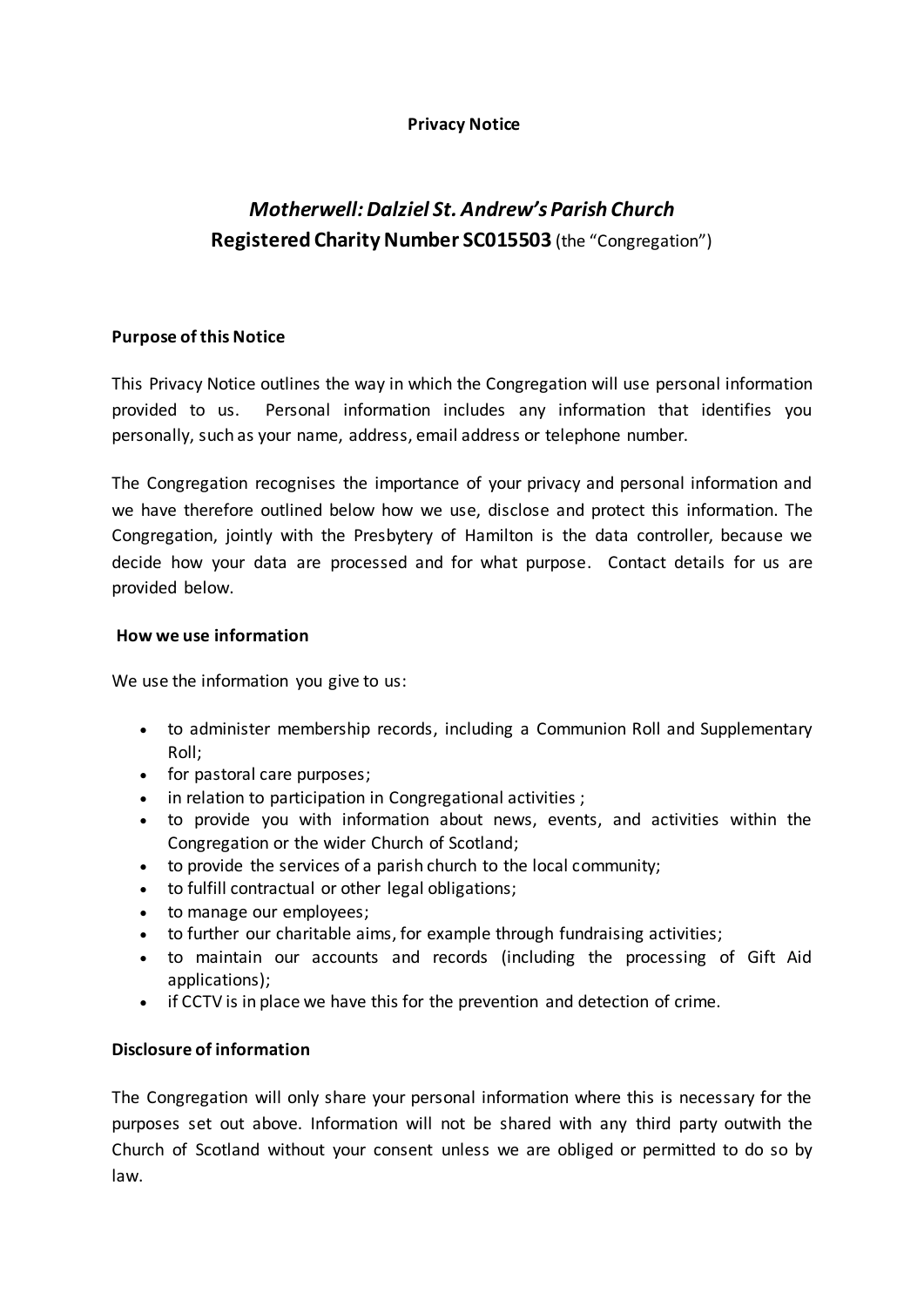**Privacy Notice**

# *Motherwell: Dalziel St. Andrew's Parish Church*

**Registered Charity Number SC015503** (the "Congregation")

## Purpose of this Notice

This Privacy Notice outlines the way in which the Congregation will use personal information provided to us. Personal information includes any information that identifies you personally, such as your name, address, email address or telephone number.

The Congregation recognises the importance of your privacy and personal information and we have therefore outlined below how we use, disclose and protect this information. The Congregation, jointly with the Presbytery of Hamilton is the data controller, because we decide how your data are processed and for what purpose. Contact details for us are provided below.

## How we use information

We use the information you give to us:

- to administer membership records, including a Communion Roll and Supplementary Roll;
- for pastoral care purposes;
- in relation to participation in Congregational activities ;
- to provide you with information about news, events, and activities within the Congregation or the wider Church of Scotland;
- to provide the services of a parish church to the local community;
- to fulfill contractual or other legal obligations;
- to manage our employees;
- to further our charitable aims, for example through fundraising activities;
- to maintain our accounts and records (including the processing of Gift Aid applications);
- if CCTV is in place we have this for the prevention and detection of crime.

## Disclosure of information

The Congregation will only share your personal information where this is necessary for the purposes set out above. Information will not be shared with any third party outwith the Church of Scotland without your consent unless we are obliged or permitted to do so by law.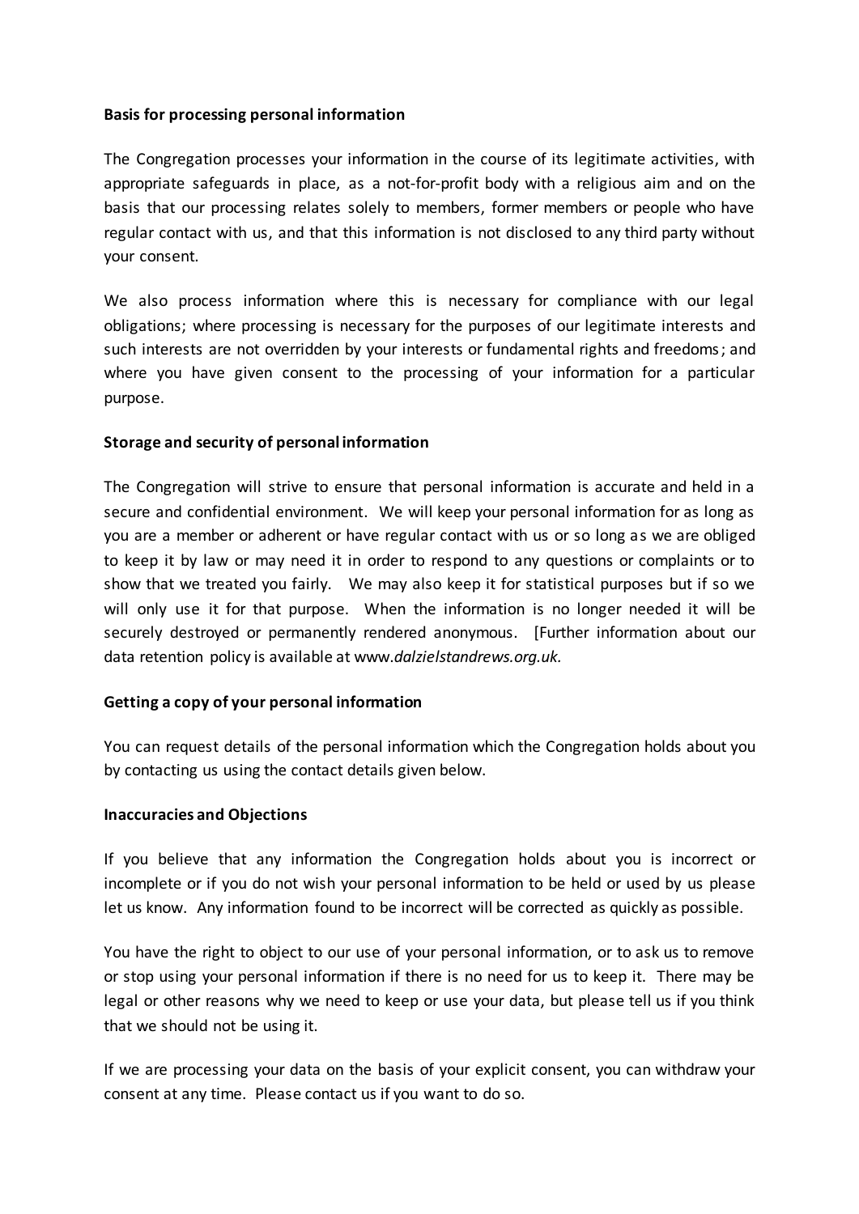**Basis for processing personal information**

The Congregation processes your information in the course of its legitimate activities, with appropriate safeguards in place, as a not-for-profit body with a religious aim and on the basis that our processing relates solely to members, former members or people who have regular contact with us, and that this information is not disclosed to any third party without your consent.

We also process information where this is necessary for compliance with our legal obligations; where processing is necessary for the purposes of our legitimate interests and such interests are not overridden by your interests or fundamental rights and freedoms; and where you have given consent to the processing of your information for a particular purpose.

**Storage and security of personal information**

The Congregation will strive to ensure that personal information is accurate and held in a secure and confidential environment. We will keep your personal information for as long as you are a member or adherent or have regular contact with us or so long as we are obliged to keep it by law or may need it in order to respond to any questions or complaints or to show that we treated you fairly. We may also keep it for statistical purposes but if so we will only use it for that purpose. When the information is no longer needed it will be securely destroyed or permanently rendered anonymous. [Further information about our data retention policy is available at www.*dalzielstandrews.org.uk.*

**Getting a copy of your personal information**

You can request details of the personal information which the Congregation holds about you by contacting us using the contact details given below.

**Inaccuracies and Objections**

If you believe that any information the Congregation holds about you is incorrect or incomplete or if you do not wish your personal information to be held or used by us please let us know. Any information found to be incorrect will be corrected as quickly as possible.

You have the right to object to our use of your personal information, or to ask us to remove or stop using your personal information if there is no need for us to keep it. There may be legal or other reasons why we need to keep or use your data, but please tell us if you think that we should not be using it.

If we are processing your data on the basis of your explicit consent, you can withdraw your consent at any time. Please contact us if you want to do so.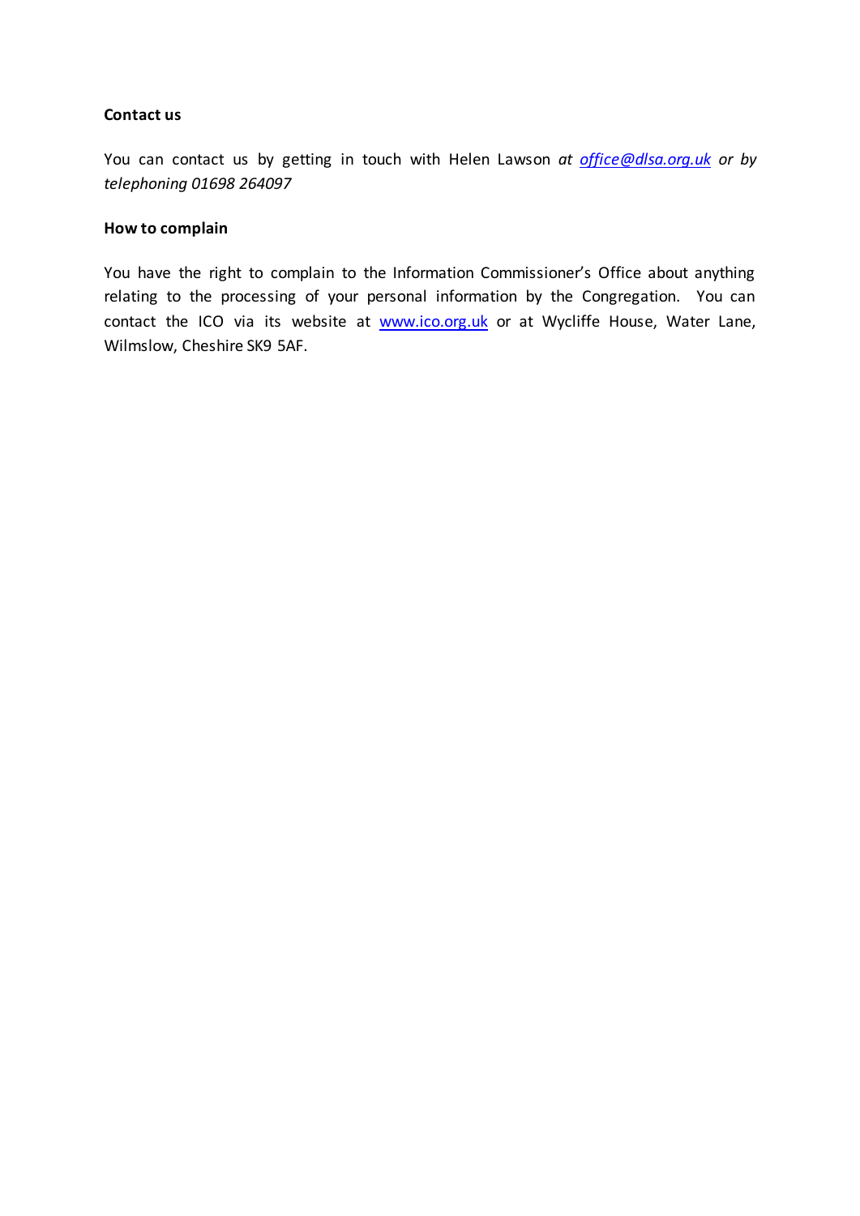**Contact us**

You can contact us by getting in touch with Helen Lawson *at office@dlsa.org.uk or by telephoning 01698 264097*

**How to complain**

You have the right to complain to the Information Commissioner's Office about anything relating to the processing of your personal information by the Congregation. You can contact the ICO via its website at www.ico.org.uk or at Wycliffe House, Water Lane, Wilmslow, Cheshire SK9 5AF.